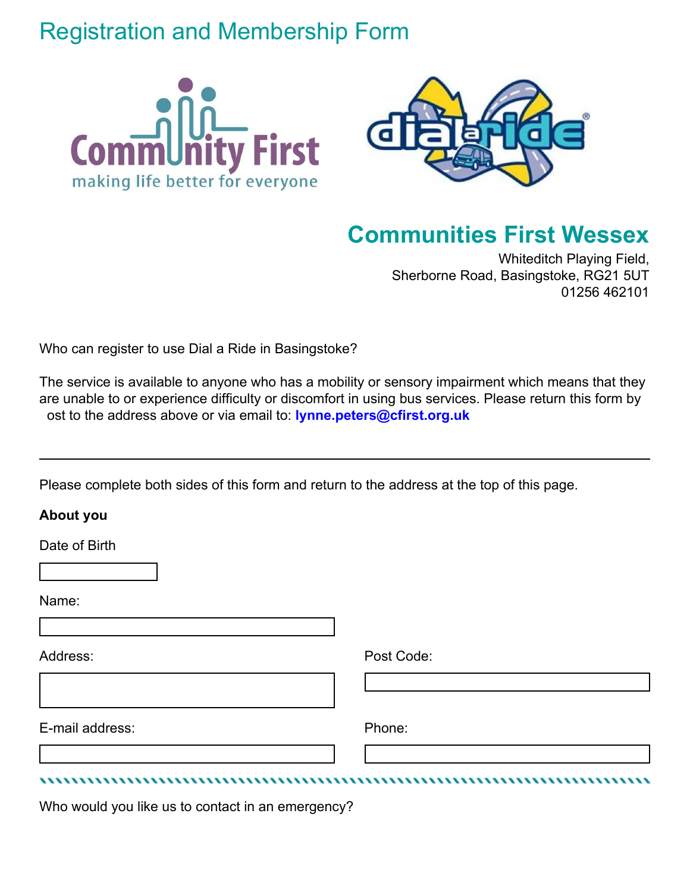# Registration and Membership Form

Community First
making life better for everyone

dial a ride

## Communities First Wessex

Whiteditch Playing Field,
Sherborne Road, Basingstoke, RG21 5UT
01256 462101

Who can register to use Dial a Ride in Basingstoke?

The service is available to anyone who has a mobility or sensory impairment which means that they are unable to or experience difficulty or discomfort in using bus services. Please return this form by ost to the address above or via email to: **lynne.peters@cfirst.org.uk**

---

Please complete both sides of this form and return to the address at the top of this page.

**About you**

Date of Birth

Name:

Address:

Post Code:

E-mail address:

Phone:

Who would you like us to contact in an emergency?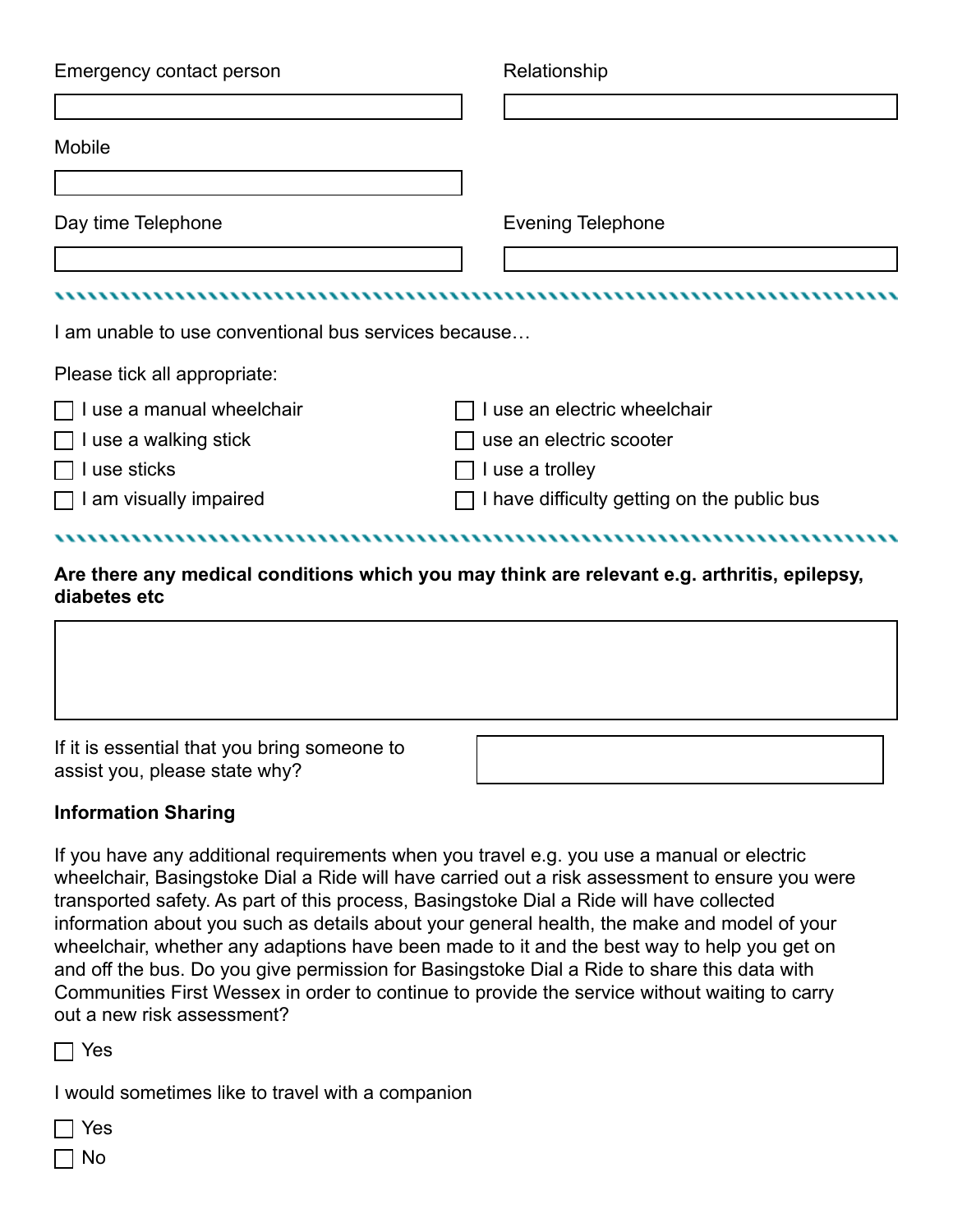Emergency contact person

Relationship

Mobile

Day time Telephone

Evening Telephone

---

I am unable to use conventional bus services because…

Please tick all appropriate:

- ☐ I use a manual wheelchair
- ☐ I use an electric wheelchair
- ☐ I use a walking stick
- ☐ use an electric scooter
- ☐ I use sticks
- ☐ I use a trolley
- ☐ I am visually impaired
- ☐ I have difficulty getting on the public bus

---

**Are there any medical conditions which you may think are relevant e.g. arthritis, epilepsy, diabetes etc**

If it is essential that you bring someone to assist you, please state why?

**Information Sharing**

If you have any additional requirements when you travel e.g. you use a manual or electric wheelchair, Basingstoke Dial a Ride will have carried out a risk assessment to ensure you were transported safety. As part of this process, Basingstoke Dial a Ride will have collected information about you such as details about your general health, the make and model of your wheelchair, whether any adaptions have been made to it and the best way to help you get on and off the bus. Do you give permission for Basingstoke Dial a Ride to share this data with Communities First Wessex in order to continue to provide the service without waiting to carry out a new risk assessment?

☐ Yes

I would sometimes like to travel with a companion

☐ Yes

☐ No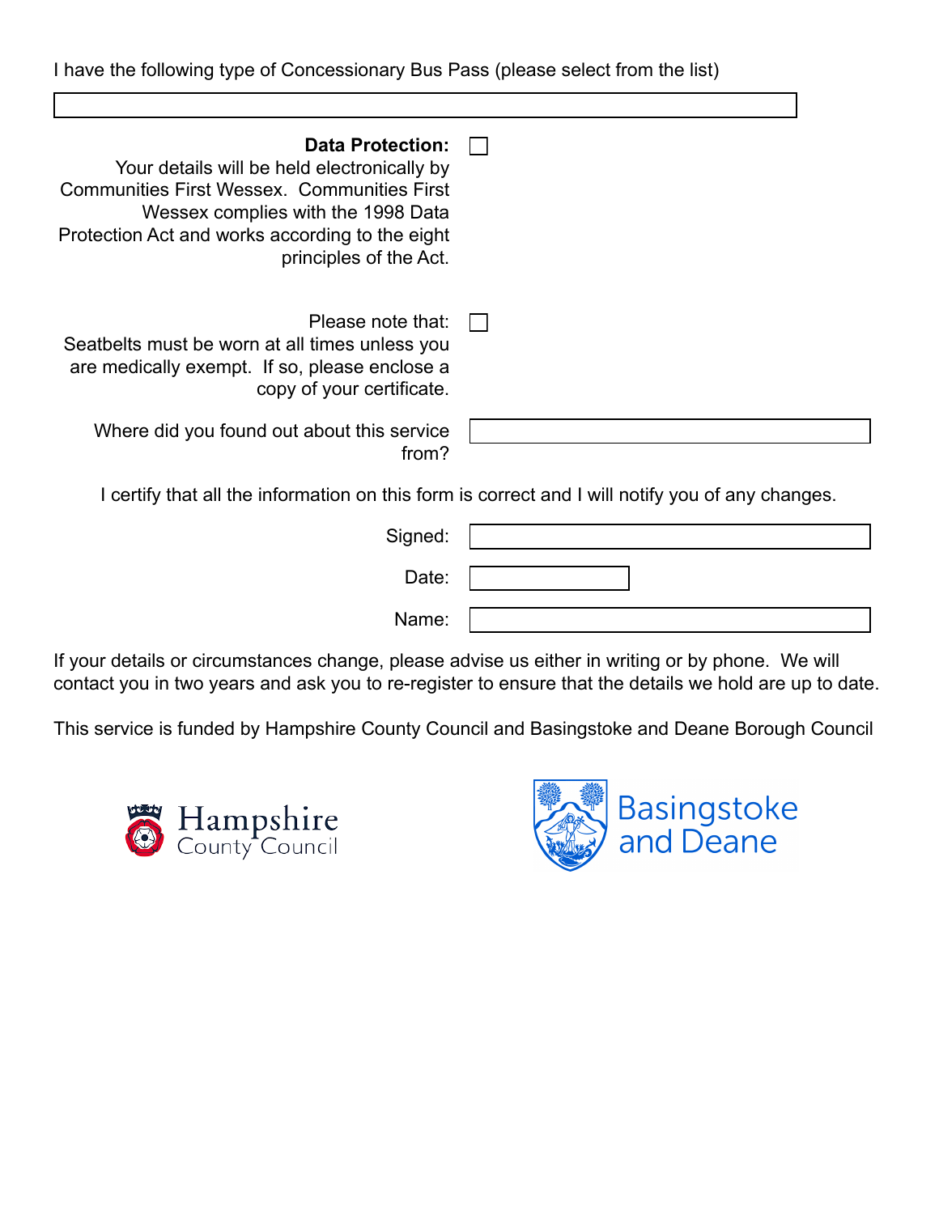I have the following type of Concessionary Bus Pass (please select from the list)

**Data Protection:** ☐
Your details will be held electronically by Communities First Wessex. Communities First Wessex complies with the 1998 Data Protection Act and works according to the eight principles of the Act.

Please note that: ☐
Seatbelts must be worn at all times unless you are medically exempt. If so, please enclose a copy of your certificate.

Where did you found out about this service from?

I certify that all the information on this form is correct and I will notify you of any changes.

Signed:

Date:

Name:

If your details or circumstances change, please advise us either in writing or by phone. We will contact you in two years and ask you to re-register to ensure that the details we hold are up to date.

This service is funded by Hampshire County Council and Basingstoke and Deane Borough Council

Hampshire County Council

Basingstoke and Deane